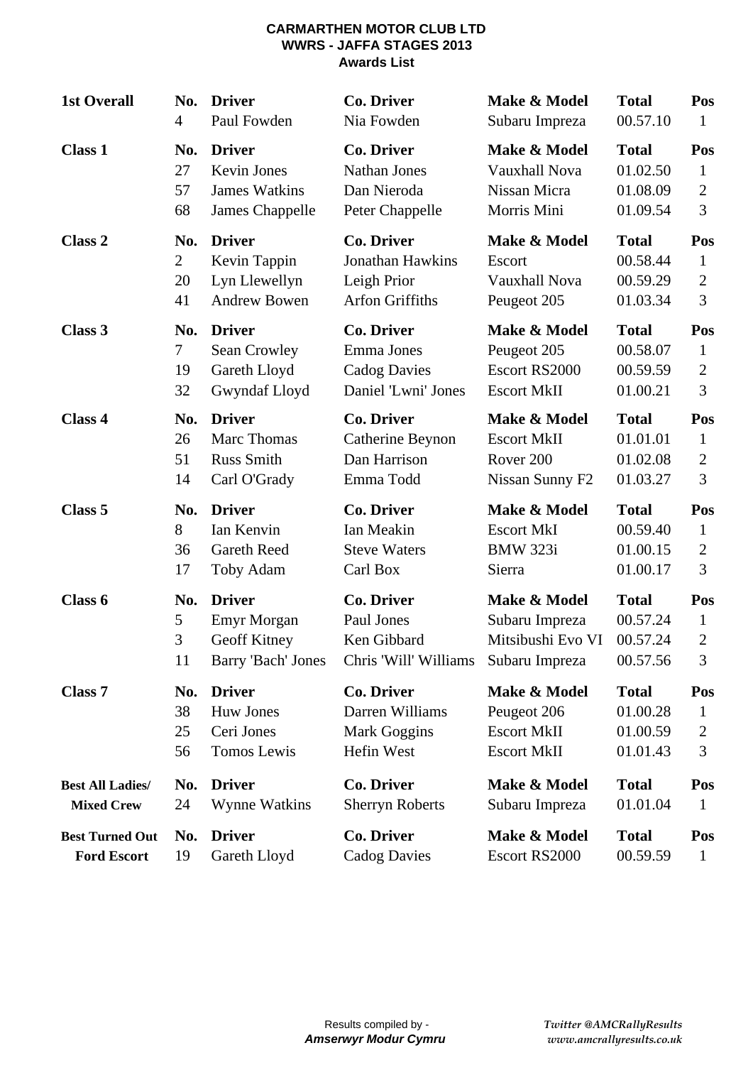**CARMARTHEN MOTOR CLUB LTD**
**WWRS - JAFFA STAGES 2013**
**Awards List**

| | No. | Driver | Co. Driver | Make & Model | Total | Pos |
|---|---|---|---|---|---|---|
| **1st Overall** | 4 | Paul Fowden | Nia Fowden | Subaru Impreza | 00.57.10 | 1 |
| **Class 1** | 27 | Kevin Jones | Nathan Jones | Vauxhall Nova | 01.02.50 | 1 |
| | 57 | James Watkins | Dan Nieroda | Nissan Micra | 01.08.09 | 2 |
| | 68 | James Chappelle | Peter Chappelle | Morris Mini | 01.09.54 | 3 |
| **Class 2** | 2 | Kevin Tappin | Jonathan Hawkins | Escort | 00.58.44 | 1 |
| | 20 | Lyn Llewellyn | Leigh Prior | Vauxhall Nova | 00.59.29 | 2 |
| | 41 | Andrew Bowen | Arfon Griffiths | Peugeot 205 | 01.03.34 | 3 |
| **Class 3** | 7 | Sean Crowley | Emma Jones | Peugeot 205 | 00.58.07 | 1 |
| | 19 | Gareth Lloyd | Cadog Davies | Escort RS2000 | 00.59.59 | 2 |
| | 32 | Gwyndaf Lloyd | Daniel 'Lwni' Jones | Escort MkII | 01.00.21 | 3 |
| **Class 4** | 26 | Marc Thomas | Catherine Beynon | Escort MkII | 01.01.01 | 1 |
| | 51 | Russ Smith | Dan Harrison | Rover 200 | 01.02.08 | 2 |
| | 14 | Carl O'Grady | Emma Todd | Nissan Sunny F2 | 01.03.27 | 3 |
| **Class 5** | 8 | Ian Kenvin | Ian Meakin | Escort MkI | 00.59.40 | 1 |
| | 36 | Gareth Reed | Steve Waters | BMW 323i | 01.00.15 | 2 |
| | 17 | Toby Adam | Carl Box | Sierra | 01.00.17 | 3 |
| **Class 6** | 5 | Emyr Morgan | Paul Jones | Subaru Impreza | 00.57.24 | 1 |
| | 3 | Geoff Kitney | Ken Gibbard | Mitsibushi Evo VI | 00.57.24 | 2 |
| | 11 | Barry 'Bach' Jones | Chris 'Will' Williams | Subaru Impreza | 00.57.56 | 3 |
| **Class 7** | 38 | Huw Jones | Darren Williams | Peugeot 206 | 01.00.28 | 1 |
| | 25 | Ceri Jones | Mark Goggins | Escort MkII | 01.00.59 | 2 |
| | 56 | Tomos Lewis | Hefin West | Escort MkII | 01.01.43 | 3 |
| **Best All Ladies/ Mixed Crew** | 24 | Wynne Watkins | Sherryn Roberts | Subaru Impreza | 01.01.04 | 1 |
| **Best Turned Out Ford Escort** | 19 | Gareth Lloyd | Cadog Davies | Escort RS2000 | 00.59.59 | 1 |

Results compiled by - ***Amserwyr Modur Cymru***

*Twitter @AMCRallyResults*
*www.amcrallyresults.co.uk*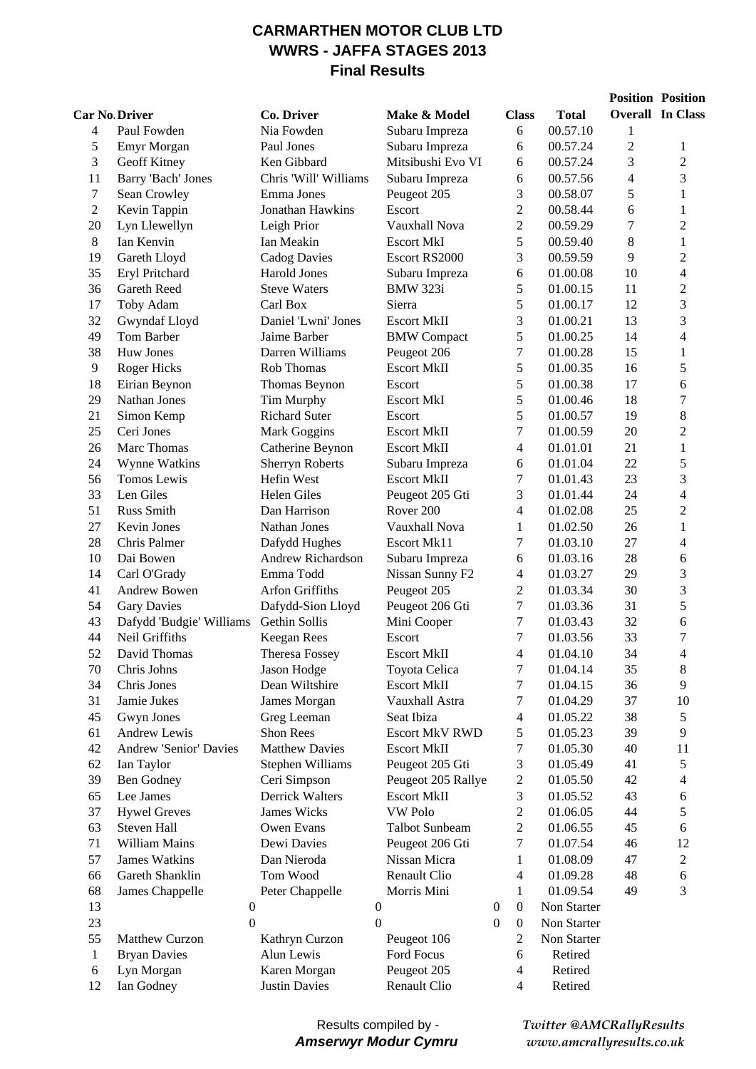# CARMARTHEN MOTOR CLUB LTD
## WWRS - JAFFA STAGES 2013
### Final Results

| Car No. | Driver | Co. Driver | Make & Model | Class | Total | Position Overall | Position In Class |
|---|---|---|---|---|---|---|---|
| 4 | Paul Fowden | Nia Fowden | Subaru Impreza | 6 | 00.57.10 | 1 | |
| 5 | Emyr Morgan | Paul Jones | Subaru Impreza | 6 | 00.57.24 | 2 | 1 |
| 3 | Geoff Kitney | Ken Gibbard | Mitsibushi Evo VI | 6 | 00.57.24 | 3 | 2 |
| 11 | Barry 'Bach' Jones | Chris 'Will' Williams | Subaru Impreza | 6 | 00.57.56 | 4 | 3 |
| 7 | Sean Crowley | Emma Jones | Peugeot 205 | 3 | 00.58.07 | 5 | 1 |
| 2 | Kevin Tappin | Jonathan Hawkins | Escort | 2 | 00.58.44 | 6 | 1 |
| 20 | Lyn Llewellyn | Leigh Prior | Vauxhall Nova | 2 | 00.59.29 | 7 | 2 |
| 8 | Ian Kenvin | Ian Meakin | Escort MkI | 5 | 00.59.40 | 8 | 1 |
| 19 | Gareth Lloyd | Cadog Davies | Escort RS2000 | 3 | 00.59.59 | 9 | 2 |
| 35 | Eryl Pritchard | Harold Jones | Subaru Impreza | 6 | 01.00.08 | 10 | 4 |
| 36 | Gareth Reed | Steve Waters | BMW 323i | 5 | 01.00.15 | 11 | 2 |
| 17 | Toby Adam | Carl Box | Sierra | 5 | 01.00.17 | 12 | 3 |
| 32 | Gwyndaf Lloyd | Daniel 'Lwni' Jones | Escort MkII | 3 | 01.00.21 | 13 | 3 |
| 49 | Tom Barber | Jaime Barber | BMW Compact | 5 | 01.00.25 | 14 | 4 |
| 38 | Huw Jones | Darren Williams | Peugeot 206 | 7 | 01.00.28 | 15 | 1 |
| 9 | Roger Hicks | Rob Thomas | Escort MkII | 5 | 01.00.35 | 16 | 5 |
| 18 | Eirian Beynon | Thomas Beynon | Escort | 5 | 01.00.38 | 17 | 6 |
| 29 | Nathan Jones | Tim Murphy | Escort MkI | 5 | 01.00.46 | 18 | 7 |
| 21 | Simon Kemp | Richard Suter | Escort | 5 | 01.00.57 | 19 | 8 |
| 25 | Ceri Jones | Mark Goggins | Escort MkII | 7 | 01.00.59 | 20 | 2 |
| 26 | Marc Thomas | Catherine Beynon | Escort MkII | 4 | 01.01.01 | 21 | 1 |
| 24 | Wynne Watkins | Sherryn Roberts | Subaru Impreza | 6 | 01.01.04 | 22 | 5 |
| 56 | Tomos Lewis | Hefin West | Escort MkII | 7 | 01.01.43 | 23 | 3 |
| 33 | Len Giles | Helen Giles | Peugeot 205 Gti | 3 | 01.01.44 | 24 | 4 |
| 51 | Russ Smith | Dan Harrison | Rover 200 | 4 | 01.02.08 | 25 | 2 |
| 27 | Kevin Jones | Nathan Jones | Vauxhall Nova | 1 | 01.02.50 | 26 | 1 |
| 28 | Chris Palmer | Dafydd Hughes | Escort Mk11 | 7 | 01.03.10 | 27 | 4 |
| 10 | Dai Bowen | Andrew Richardson | Subaru Impreza | 6 | 01.03.16 | 28 | 6 |
| 14 | Carl O'Grady | Emma Todd | Nissan Sunny F2 | 4 | 01.03.27 | 29 | 3 |
| 41 | Andrew Bowen | Arfon Griffiths | Peugeot 205 | 2 | 01.03.34 | 30 | 3 |
| 54 | Gary Davies | Dafydd-Sion Lloyd | Peugeot 206 Gti | 7 | 01.03.36 | 31 | 5 |
| 43 | Dafydd 'Budgie' Williams | Gethin Sollis | Mini Cooper | 7 | 01.03.43 | 32 | 6 |
| 44 | Neil Griffiths | Keegan Rees | Escort | 7 | 01.03.56 | 33 | 7 |
| 52 | David Thomas | Theresa Fossey | Escort MkII | 4 | 01.04.10 | 34 | 4 |
| 70 | Chris Johns | Jason Hodge | Toyota Celica | 7 | 01.04.14 | 35 | 8 |
| 34 | Chris Jones | Dean Wiltshire | Escort MkII | 7 | 01.04.15 | 36 | 9 |
| 31 | Jamie Jukes | James Morgan | Vauxhall Astra | 7 | 01.04.29 | 37 | 10 |
| 45 | Gwyn Jones | Greg Leeman | Seat Ibiza | 4 | 01.05.22 | 38 | 5 |
| 61 | Andrew Lewis | Shon Rees | Escort MkV RWD | 5 | 01.05.23 | 39 | 9 |
| 42 | Andrew 'Senior' Davies | Matthew Davies | Escort MkII | 7 | 01.05.30 | 40 | 11 |
| 62 | Ian Taylor | Stephen Williams | Peugeot 205 Gti | 3 | 01.05.49 | 41 | 5 |
| 39 | Ben Godney | Ceri Simpson | Peugeot 205 Rallye | 2 | 01.05.50 | 42 | 4 |
| 65 | Lee James | Derrick Walters | Escort MkII | 3 | 01.05.52 | 43 | 6 |
| 37 | Hywel Greves | James Wicks | VW Polo | 2 | 01.06.05 | 44 | 5 |
| 63 | Steven Hall | Owen Evans | Talbot Sunbeam | 2 | 01.06.55 | 45 | 6 |
| 71 | William Mains | Dewi Davies | Peugeot 206 Gti | 7 | 01.07.54 | 46 | 12 |
| 57 | James Watkins | Dan Nieroda | Nissan Micra | 1 | 01.08.09 | 47 | 2 |
| 66 | Gareth Shanklin | Tom Wood | Renault Clio | 4 | 01.09.28 | 48 | 6 |
| 68 | James Chappelle | Peter Chappelle | Morris Mini | 1 | 01.09.54 | 49 | 3 |
| 13 | 0 | 0 | 0 | 0 | Non Starter | | |
| 23 | 0 | 0 | 0 | 0 | Non Starter | | |
| 55 | Matthew Curzon | Kathryn Curzon | Peugeot 106 | 2 | Non Starter | | |
| 1 | Bryan Davies | Alun Lewis | Ford Focus | 6 | Retired | | |
| 6 | Lyn Morgan | Karen Morgan | Peugeot 205 | 4 | Retired | | |
| 12 | Ian Godney | Justin Davies | Renault Clio | 4 | Retired | | |

Results compiled by - ***Amserwyr Modur Cymru***

*Twitter @AMCRallyResults*
*www.amcrallyresults.co.uk*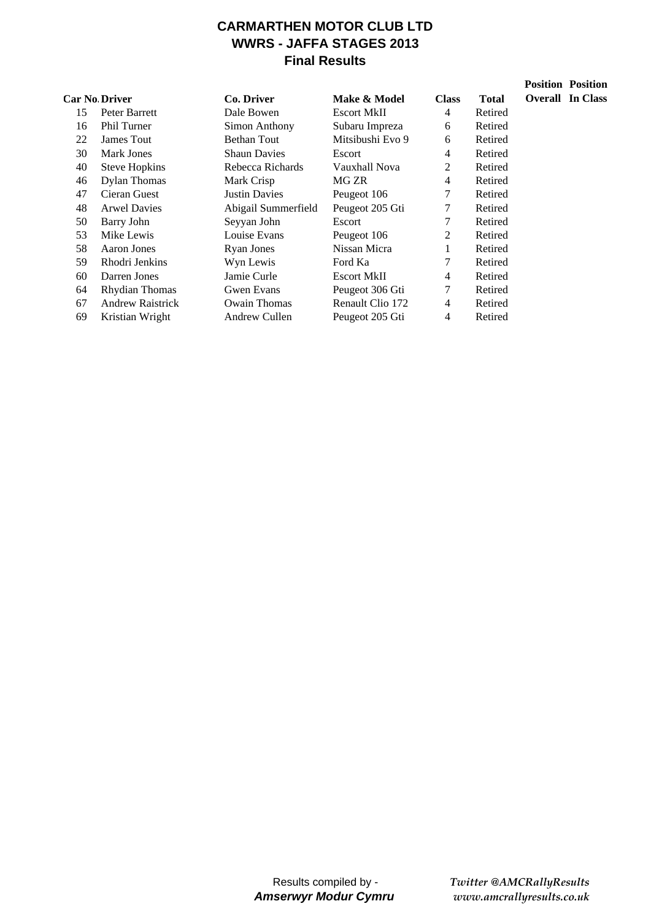# CARMARTHEN MOTOR CLUB LTD
## WWRS - JAFFA STAGES 2013
### Final Results

| Car No. | Driver | Co. Driver | Make & Model | Class | Total | Position Overall | Position In Class |
|---|---|---|---|---|---|---|---|
| 15 | Peter Barrett | Dale Bowen | Escort MkII | 4 | Retired | | |
| 16 | Phil Turner | Simon Anthony | Subaru Impreza | 6 | Retired | | |
| 22 | James Tout | Bethan Tout | Mitsibushi Evo 9 | 6 | Retired | | |
| 30 | Mark Jones | Shaun Davies | Escort | 4 | Retired | | |
| 40 | Steve Hopkins | Rebecca Richards | Vauxhall Nova | 2 | Retired | | |
| 46 | Dylan Thomas | Mark Crisp | MG ZR | 4 | Retired | | |
| 47 | Cieran Guest | Justin Davies | Peugeot 106 | 7 | Retired | | |
| 48 | Arwel Davies | Abigail Summerfield | Peugeot 205 Gti | 7 | Retired | | |
| 50 | Barry John | Seyyan John | Escort | 7 | Retired | | |
| 53 | Mike Lewis | Louise Evans | Peugeot 106 | 2 | Retired | | |
| 58 | Aaron Jones | Ryan Jones | Nissan Micra | 1 | Retired | | |
| 59 | Rhodri Jenkins | Wyn Lewis | Ford Ka | 7 | Retired | | |
| 60 | Darren Jones | Jamie Curle | Escort MkII | 4 | Retired | | |
| 64 | Rhydian Thomas | Gwen Evans | Peugeot 306 Gti | 7 | Retired | | |
| 67 | Andrew Raistrick | Owain Thomas | Renault Clio 172 | 4 | Retired | | |
| 69 | Kristian Wright | Andrew Cullen | Peugeot 205 Gti | 4 | Retired | | |

Results compiled by - ***Amserwyr Modur Cymru***

*Twitter @AMCRallyResults*
*www.amcrallyresults.co.uk*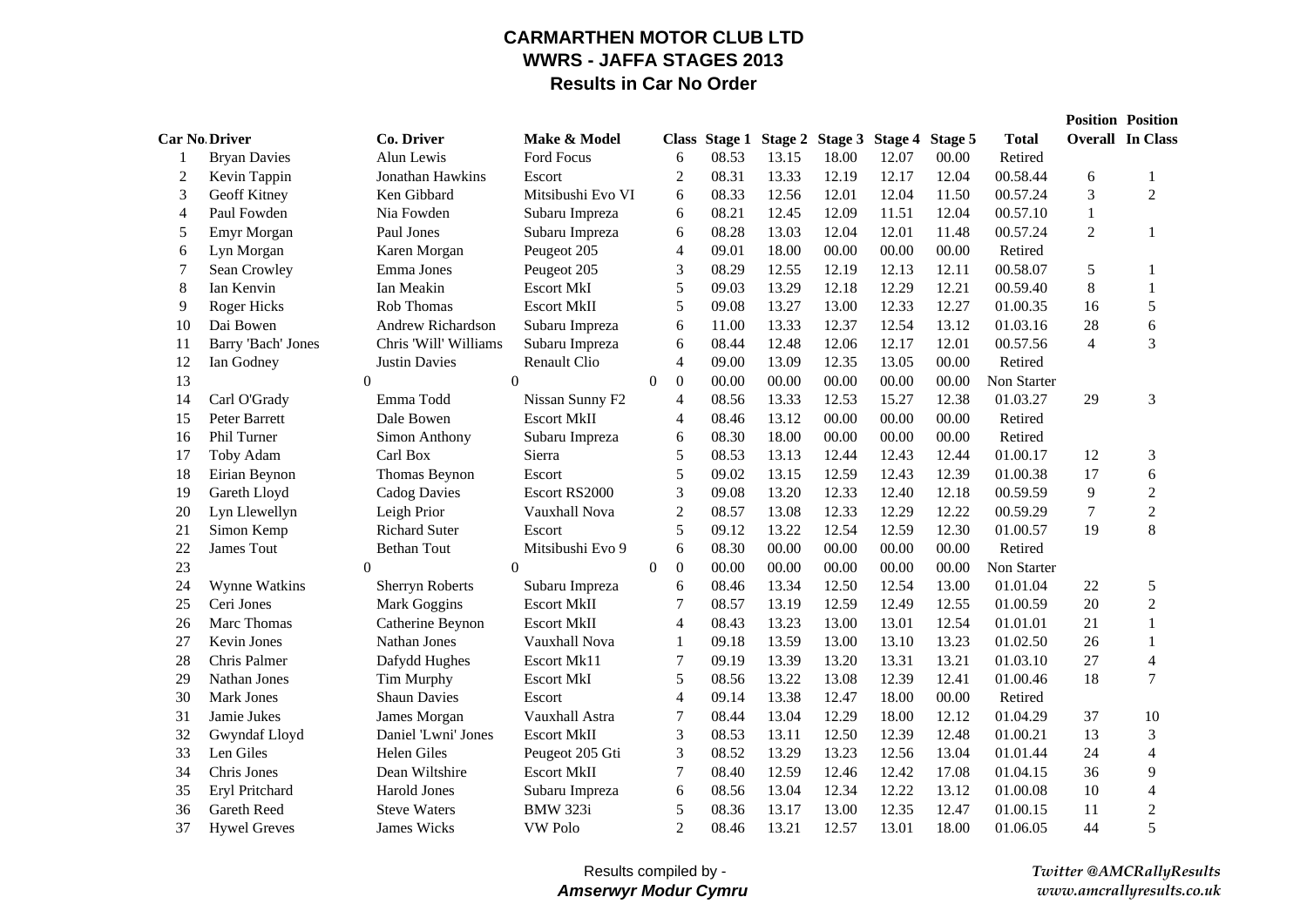# CARMARTHEN MOTOR CLUB LTD
## WWRS - JAFFA STAGES 2013
### Results in Car No Order

| Car No. | Driver | Co. Driver | Make & Model | Class | Stage 1 | Stage 2 | Stage 3 | Stage 4 | Stage 5 | Total | Position Overall | Position In Class |
|---|---|---|---|---|---|---|---|---|---|---|---|---|
| 1 | Bryan Davies | Alun Lewis | Ford Focus | 6 | 08.53 | 13.15 | 18.00 | 12.07 | 00.00 | Retired | | |
| 2 | Kevin Tappin | Jonathan Hawkins | Escort | 2 | 08.31 | 13.33 | 12.19 | 12.17 | 12.04 | 00.58.44 | 6 | 1 |
| 3 | Geoff Kitney | Ken Gibbard | Mitsibushi Evo VI | 6 | 08.33 | 12.56 | 12.01 | 12.04 | 11.50 | 00.57.24 | 3 | 2 |
| 4 | Paul Fowden | Nia Fowden | Subaru Impreza | 6 | 08.21 | 12.45 | 12.09 | 11.51 | 12.04 | 00.57.10 | 1 | |
| 5 | Emyr Morgan | Paul Jones | Subaru Impreza | 6 | 08.28 | 13.03 | 12.04 | 12.01 | 11.48 | 00.57.24 | 2 | 1 |
| 6 | Lyn Morgan | Karen Morgan | Peugeot 205 | 4 | 09.01 | 18.00 | 00.00 | 00.00 | 00.00 | Retired | | |
| 7 | Sean Crowley | Emma Jones | Peugeot 205 | 3 | 08.29 | 12.55 | 12.19 | 12.13 | 12.11 | 00.58.07 | 5 | 1 |
| 8 | Ian Kenvin | Ian Meakin | Escort MkI | 5 | 09.03 | 13.29 | 12.18 | 12.29 | 12.21 | 00.59.40 | 8 | 1 |
| 9 | Roger Hicks | Rob Thomas | Escort MkII | 5 | 09.08 | 13.27 | 13.00 | 12.33 | 12.27 | 01.00.35 | 16 | 5 |
| 10 | Dai Bowen | Andrew Richardson | Subaru Impreza | 6 | 11.00 | 13.33 | 12.37 | 12.54 | 13.12 | 01.03.16 | 28 | 6 |
| 11 | Barry 'Bach' Jones | Chris 'Will' Williams | Subaru Impreza | 6 | 08.44 | 12.48 | 12.06 | 12.17 | 12.01 | 00.57.56 | 4 | 3 |
| 12 | Ian Godney | Justin Davies | Renault Clio | 4 | 09.00 | 13.09 | 12.35 | 13.05 | 00.00 | Retired | | |
| 13 | 0 | 0 | 0 | 0 | 00.00 | 00.00 | 00.00 | 00.00 | 00.00 | Non Starter | | |
| 14 | Carl O'Grady | Emma Todd | Nissan Sunny F2 | 4 | 08.56 | 13.33 | 12.53 | 15.27 | 12.38 | 01.03.27 | 29 | 3 |
| 15 | Peter Barrett | Dale Bowen | Escort MkII | 4 | 08.46 | 13.12 | 00.00 | 00.00 | 00.00 | Retired | | |
| 16 | Phil Turner | Simon Anthony | Subaru Impreza | 6 | 08.30 | 18.00 | 00.00 | 00.00 | 00.00 | Retired | | |
| 17 | Toby Adam | Carl Box | Sierra | 5 | 08.53 | 13.13 | 12.44 | 12.43 | 12.44 | 01.00.17 | 12 | 3 |
| 18 | Eirian Beynon | Thomas Beynon | Escort | 5 | 09.02 | 13.15 | 12.59 | 12.43 | 12.39 | 01.00.38 | 17 | 6 |
| 19 | Gareth Lloyd | Cadog Davies | Escort RS2000 | 3 | 09.08 | 13.20 | 12.33 | 12.40 | 12.18 | 00.59.59 | 9 | 2 |
| 20 | Lyn Llewellyn | Leigh Prior | Vauxhall Nova | 2 | 08.57 | 13.08 | 12.33 | 12.29 | 12.22 | 00.59.29 | 7 | 2 |
| 21 | Simon Kemp | Richard Suter | Escort | 5 | 09.12 | 13.22 | 12.54 | 12.59 | 12.30 | 01.00.57 | 19 | 8 |
| 22 | James Tout | Bethan Tout | Mitsibushi Evo 9 | 6 | 08.30 | 00.00 | 00.00 | 00.00 | 00.00 | Retired | | |
| 23 | 0 | 0 | 0 | 0 | 00.00 | 00.00 | 00.00 | 00.00 | 00.00 | Non Starter | | |
| 24 | Wynne Watkins | Sherryn Roberts | Subaru Impreza | 6 | 08.46 | 13.34 | 12.50 | 12.54 | 13.00 | 01.01.04 | 22 | 5 |
| 25 | Ceri Jones | Mark Goggins | Escort MkII | 7 | 08.57 | 13.19 | 12.59 | 12.49 | 12.55 | 01.00.59 | 20 | 2 |
| 26 | Marc Thomas | Catherine Beynon | Escort MkII | 4 | 08.43 | 13.23 | 13.00 | 13.01 | 12.54 | 01.01.01 | 21 | 1 |
| 27 | Kevin Jones | Nathan Jones | Vauxhall Nova | 1 | 09.18 | 13.59 | 13.00 | 13.10 | 13.23 | 01.02.50 | 26 | 1 |
| 28 | Chris Palmer | Dafydd Hughes | Escort Mk11 | 7 | 09.19 | 13.39 | 13.20 | 13.31 | 13.21 | 01.03.10 | 27 | 4 |
| 29 | Nathan Jones | Tim Murphy | Escort MkI | 5 | 08.56 | 13.22 | 13.08 | 12.39 | 12.41 | 01.00.46 | 18 | 7 |
| 30 | Mark Jones | Shaun Davies | Escort | 4 | 09.14 | 13.38 | 12.47 | 18.00 | 00.00 | Retired | | |
| 31 | Jamie Jukes | James Morgan | Vauxhall Astra | 7 | 08.44 | 13.04 | 12.29 | 18.00 | 12.12 | 01.04.29 | 37 | 10 |
| 32 | Gwyndaf Lloyd | Daniel 'Lwni' Jones | Escort MkII | 3 | 08.53 | 13.11 | 12.50 | 12.39 | 12.48 | 01.00.21 | 13 | 3 |
| 33 | Len Giles | Helen Giles | Peugeot 205 Gti | 3 | 08.52 | 13.29 | 13.23 | 12.56 | 13.04 | 01.01.44 | 24 | 4 |
| 34 | Chris Jones | Dean Wiltshire | Escort MkII | 7 | 08.40 | 12.59 | 12.46 | 12.42 | 17.08 | 01.04.15 | 36 | 9 |
| 35 | Eryl Pritchard | Harold Jones | Subaru Impreza | 6 | 08.56 | 13.04 | 12.34 | 12.22 | 13.12 | 01.00.08 | 10 | 4 |
| 36 | Gareth Reed | Steve Waters | BMW 323i | 5 | 08.36 | 13.17 | 13.00 | 12.35 | 12.47 | 01.00.15 | 11 | 2 |
| 37 | Hywel Greves | James Wicks | VW Polo | 2 | 08.46 | 13.21 | 12.57 | 13.01 | 18.00 | 01.06.05 | 44 | 5 |

Results compiled by -
***Amserwyr Modur Cymru***

*Twitter @AMCRallyResults*
*www.amcrallyresults.co.uk*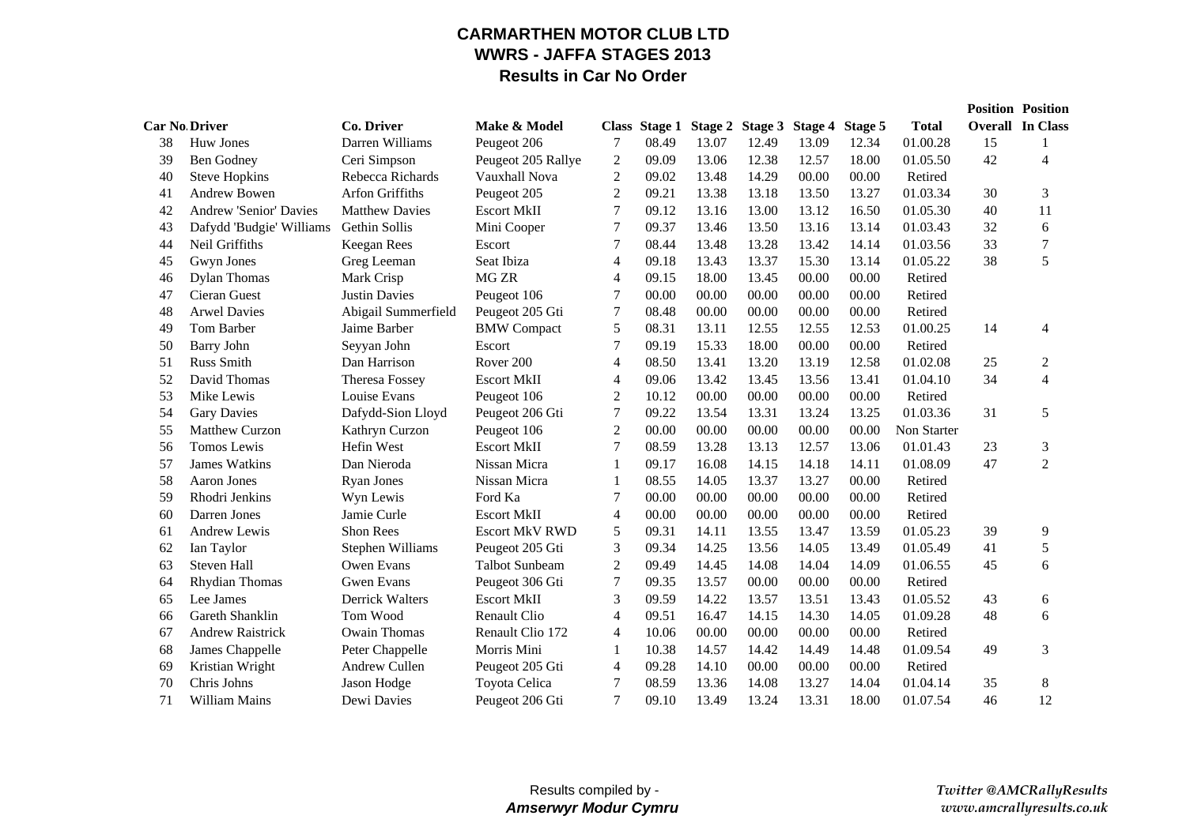# CARMARTHEN MOTOR CLUB LTD
## WWRS - JAFFA STAGES 2013
### Results in Car No Order

| Car No. | Driver | Co. Driver | Make & Model | Class | Stage 1 | Stage 2 | Stage 3 | Stage 4 | Stage 5 | Total | Position Overall | Position In Class |
|---|---|---|---|---|---|---|---|---|---|---|---|---|
| 38 | Huw Jones | Darren Williams | Peugeot 206 | 7 | 08.49 | 13.07 | 12.49 | 13.09 | 12.34 | 01.00.28 | 15 | 1 |
| 39 | Ben Godney | Ceri Simpson | Peugeot 205 Rallye | 2 | 09.09 | 13.06 | 12.38 | 12.57 | 18.00 | 01.05.50 | 42 | 4 |
| 40 | Steve Hopkins | Rebecca Richards | Vauxhall Nova | 2 | 09.02 | 13.48 | 14.29 | 00.00 | 00.00 | Retired | | |
| 41 | Andrew Bowen | Arfon Griffiths | Peugeot 205 | 2 | 09.21 | 13.38 | 13.18 | 13.50 | 13.27 | 01.03.34 | 30 | 3 |
| 42 | Andrew 'Senior' Davies | Matthew Davies | Escort MkII | 7 | 09.12 | 13.16 | 13.00 | 13.12 | 16.50 | 01.05.30 | 40 | 11 |
| 43 | Dafydd 'Budgie' Williams | Gethin Sollis | Mini Cooper | 7 | 09.37 | 13.46 | 13.50 | 13.16 | 13.14 | 01.03.43 | 32 | 6 |
| 44 | Neil Griffiths | Keegan Rees | Escort | 7 | 08.44 | 13.48 | 13.28 | 13.42 | 14.14 | 01.03.56 | 33 | 7 |
| 45 | Gwyn Jones | Greg Leeman | Seat Ibiza | 4 | 09.18 | 13.43 | 13.37 | 15.30 | 13.14 | 01.05.22 | 38 | 5 |
| 46 | Dylan Thomas | Mark Crisp | MG ZR | 4 | 09.15 | 18.00 | 13.45 | 00.00 | 00.00 | Retired | | |
| 47 | Cieran Guest | Justin Davies | Peugeot 106 | 7 | 00.00 | 00.00 | 00.00 | 00.00 | 00.00 | Retired | | |
| 48 | Arwel Davies | Abigail Summerfield | Peugeot 205 Gti | 7 | 08.48 | 00.00 | 00.00 | 00.00 | 00.00 | Retired | | |
| 49 | Tom Barber | Jaime Barber | BMW Compact | 5 | 08.31 | 13.11 | 12.55 | 12.55 | 12.53 | 01.00.25 | 14 | 4 |
| 50 | Barry John | Seyyan John | Escort | 7 | 09.19 | 15.33 | 18.00 | 00.00 | 00.00 | Retired | | |
| 51 | Russ Smith | Dan Harrison | Rover 200 | 4 | 08.50 | 13.41 | 13.20 | 13.19 | 12.58 | 01.02.08 | 25 | 2 |
| 52 | David Thomas | Theresa Fossey | Escort MkII | 4 | 09.06 | 13.42 | 13.45 | 13.56 | 13.41 | 01.04.10 | 34 | 4 |
| 53 | Mike Lewis | Louise Evans | Peugeot 106 | 2 | 10.12 | 00.00 | 00.00 | 00.00 | 00.00 | Retired | | |
| 54 | Gary Davies | Dafydd-Sion Lloyd | Peugeot 206 Gti | 7 | 09.22 | 13.54 | 13.31 | 13.24 | 13.25 | 01.03.36 | 31 | 5 |
| 55 | Matthew Curzon | Kathryn Curzon | Peugeot 106 | 2 | 00.00 | 00.00 | 00.00 | 00.00 | 00.00 | Non Starter | | |
| 56 | Tomos Lewis | Hefin West | Escort MkII | 7 | 08.59 | 13.28 | 13.13 | 12.57 | 13.06 | 01.01.43 | 23 | 3 |
| 57 | James Watkins | Dan Nieroda | Nissan Micra | 1 | 09.17 | 16.08 | 14.15 | 14.18 | 14.11 | 01.08.09 | 47 | 2 |
| 58 | Aaron Jones | Ryan Jones | Nissan Micra | 1 | 08.55 | 14.05 | 13.37 | 13.27 | 00.00 | Retired | | |
| 59 | Rhodri Jenkins | Wyn Lewis | Ford Ka | 7 | 00.00 | 00.00 | 00.00 | 00.00 | 00.00 | Retired | | |
| 60 | Darren Jones | Jamie Curle | Escort MkII | 4 | 00.00 | 00.00 | 00.00 | 00.00 | 00.00 | Retired | | |
| 61 | Andrew Lewis | Shon Rees | Escort MkV RWD | 5 | 09.31 | 14.11 | 13.55 | 13.47 | 13.59 | 01.05.23 | 39 | 9 |
| 62 | Ian Taylor | Stephen Williams | Peugeot 205 Gti | 3 | 09.34 | 14.25 | 13.56 | 14.05 | 13.49 | 01.05.49 | 41 | 5 |
| 63 | Steven Hall | Owen Evans | Talbot Sunbeam | 2 | 09.49 | 14.45 | 14.08 | 14.04 | 14.09 | 01.06.55 | 45 | 6 |
| 64 | Rhydian Thomas | Gwen Evans | Peugeot 306 Gti | 7 | 09.35 | 13.57 | 00.00 | 00.00 | 00.00 | Retired | | |
| 65 | Lee James | Derrick Walters | Escort MkII | 3 | 09.59 | 14.22 | 13.57 | 13.51 | 13.43 | 01.05.52 | 43 | 6 |
| 66 | Gareth Shanklin | Tom Wood | Renault Clio | 4 | 09.51 | 16.47 | 14.15 | 14.30 | 14.05 | 01.09.28 | 48 | 6 |
| 67 | Andrew Raistrick | Owain Thomas | Renault Clio 172 | 4 | 10.06 | 00.00 | 00.00 | 00.00 | 00.00 | Retired | | |
| 68 | James Chappelle | Peter Chappelle | Morris Mini | 1 | 10.38 | 14.57 | 14.42 | 14.49 | 14.48 | 01.09.54 | 49 | 3 |
| 69 | Kristian Wright | Andrew Cullen | Peugeot 205 Gti | 4 | 09.28 | 14.10 | 00.00 | 00.00 | 00.00 | Retired | | |
| 70 | Chris Johns | Jason Hodge | Toyota Celica | 7 | 08.59 | 13.36 | 14.08 | 13.27 | 14.04 | 01.04.14 | 35 | 8 |
| 71 | William Mains | Dewi Davies | Peugeot 206 Gti | 7 | 09.10 | 13.49 | 13.24 | 13.31 | 18.00 | 01.07.54 | 46 | 12 |

Results compiled by -
***Amserwyr Modur Cymru***

*Twitter @AMCRallyResults*
*www.amcrallyresults.co.uk*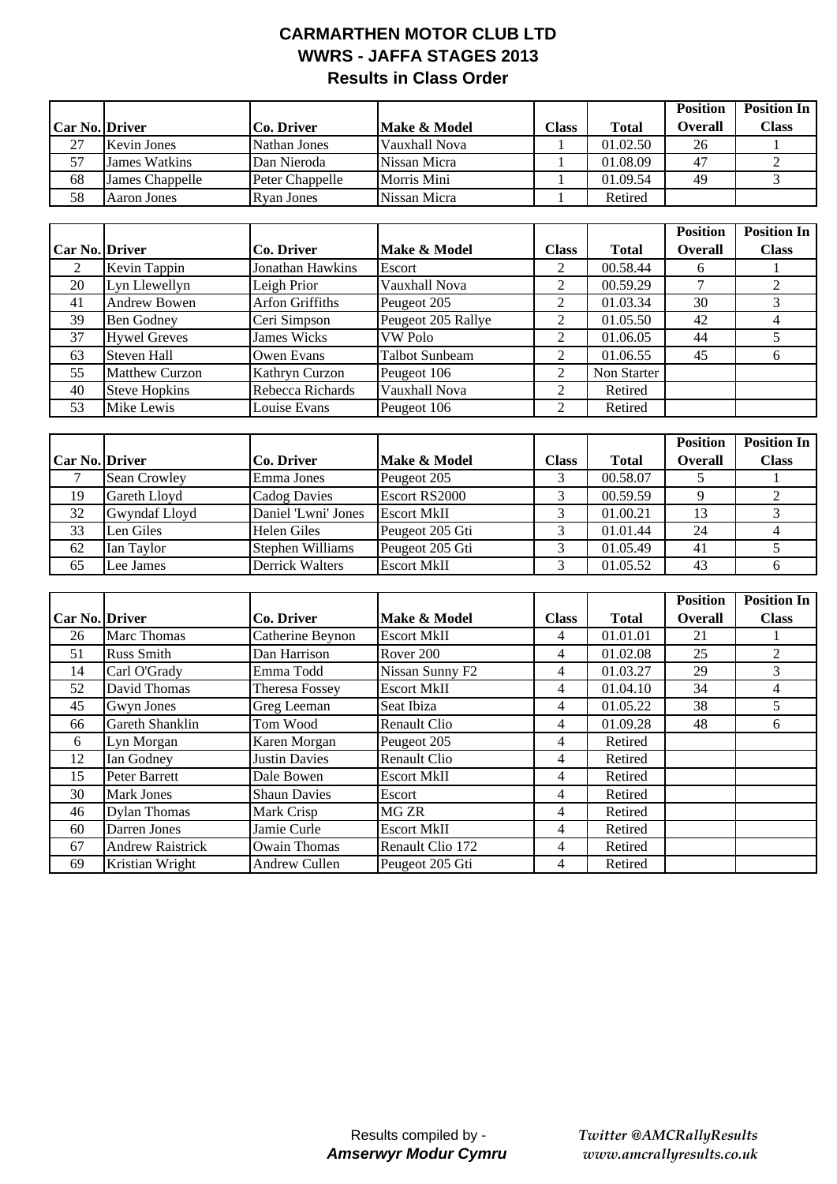# CARMARTHEN MOTOR CLUB LTD

## WWRS - JAFFA STAGES 2013

### Results in Class Order

| Car No. | Driver | Co. Driver | Make & Model | Class | Total | Position Overall | Position In Class |
|---|---|---|---|---|---|---|---|
| 27 | Kevin Jones | Nathan Jones | Vauxhall Nova | 1 | 01.02.50 | 26 | 1 |
| 57 | James Watkins | Dan Nieroda | Nissan Micra | 1 | 01.08.09 | 47 | 2 |
| 68 | James Chappelle | Peter Chappelle | Morris Mini | 1 | 01.09.54 | 49 | 3 |
| 58 | Aaron Jones | Ryan Jones | Nissan Micra | 1 | Retired | | |

| Car No. | Driver | Co. Driver | Make & Model | Class | Total | Position Overall | Position In Class |
|---|---|---|---|---|---|---|---|
| 2 | Kevin Tappin | Jonathan Hawkins | Escort | 2 | 00.58.44 | 6 | 1 |
| 20 | Lyn Llewellyn | Leigh Prior | Vauxhall Nova | 2 | 00.59.29 | 7 | 2 |
| 41 | Andrew Bowen | Arfon Griffiths | Peugeot 205 | 2 | 01.03.34 | 30 | 3 |
| 39 | Ben Godney | Ceri Simpson | Peugeot 205 Rallye | 2 | 01.05.50 | 42 | 4 |
| 37 | Hywel Greves | James Wicks | VW Polo | 2 | 01.06.05 | 44 | 5 |
| 63 | Steven Hall | Owen Evans | Talbot Sunbeam | 2 | 01.06.55 | 45 | 6 |
| 55 | Matthew Curzon | Kathryn Curzon | Peugeot 106 | 2 | Non Starter | | |
| 40 | Steve Hopkins | Rebecca Richards | Vauxhall Nova | 2 | Retired | | |
| 53 | Mike Lewis | Louise Evans | Peugeot 106 | 2 | Retired | | |

| Car No. | Driver | Co. Driver | Make & Model | Class | Total | Position Overall | Position In Class |
|---|---|---|---|---|---|---|---|
| 7 | Sean Crowley | Emma Jones | Peugeot 205 | 3 | 00.58.07 | 5 | 1 |
| 19 | Gareth Lloyd | Cadog Davies | Escort RS2000 | 3 | 00.59.59 | 9 | 2 |
| 32 | Gwyndaf Lloyd | Daniel 'Lwni' Jones | Escort MkII | 3 | 01.00.21 | 13 | 3 |
| 33 | Len Giles | Helen Giles | Peugeot 205 Gti | 3 | 01.01.44 | 24 | 4 |
| 62 | Ian Taylor | Stephen Williams | Peugeot 205 Gti | 3 | 01.05.49 | 41 | 5 |
| 65 | Lee James | Derrick Walters | Escort MkII | 3 | 01.05.52 | 43 | 6 |

| Car No. | Driver | Co. Driver | Make & Model | Class | Total | Position Overall | Position In Class |
|---|---|---|---|---|---|---|---|
| 26 | Marc Thomas | Catherine Beynon | Escort MkII | 4 | 01.01.01 | 21 | 1 |
| 51 | Russ Smith | Dan Harrison | Rover 200 | 4 | 01.02.08 | 25 | 2 |
| 14 | Carl O'Grady | Emma Todd | Nissan Sunny F2 | 4 | 01.03.27 | 29 | 3 |
| 52 | David Thomas | Theresa Fossey | Escort MkII | 4 | 01.04.10 | 34 | 4 |
| 45 | Gwyn Jones | Greg Leeman | Seat Ibiza | 4 | 01.05.22 | 38 | 5 |
| 66 | Gareth Shanklin | Tom Wood | Renault Clio | 4 | 01.09.28 | 48 | 6 |
| 6 | Lyn Morgan | Karen Morgan | Peugeot 205 | 4 | Retired | | |
| 12 | Ian Godney | Justin Davies | Renault Clio | 4 | Retired | | |
| 15 | Peter Barrett | Dale Bowen | Escort MkII | 4 | Retired | | |
| 30 | Mark Jones | Shaun Davies | Escort | 4 | Retired | | |
| 46 | Dylan Thomas | Mark Crisp | MG ZR | 4 | Retired | | |
| 60 | Darren Jones | Jamie Curle | Escort MkII | 4 | Retired | | |
| 67 | Andrew Raistrick | Owain Thomas | Renault Clio 172 | 4 | Retired | | |
| 69 | Kristian Wright | Andrew Cullen | Peugeot 205 Gti | 4 | Retired | | |

Results compiled by - ***Amserwyr Modur Cymru***

*Twitter @AMCRallyResults*
*www.amcrallyresults.co.uk*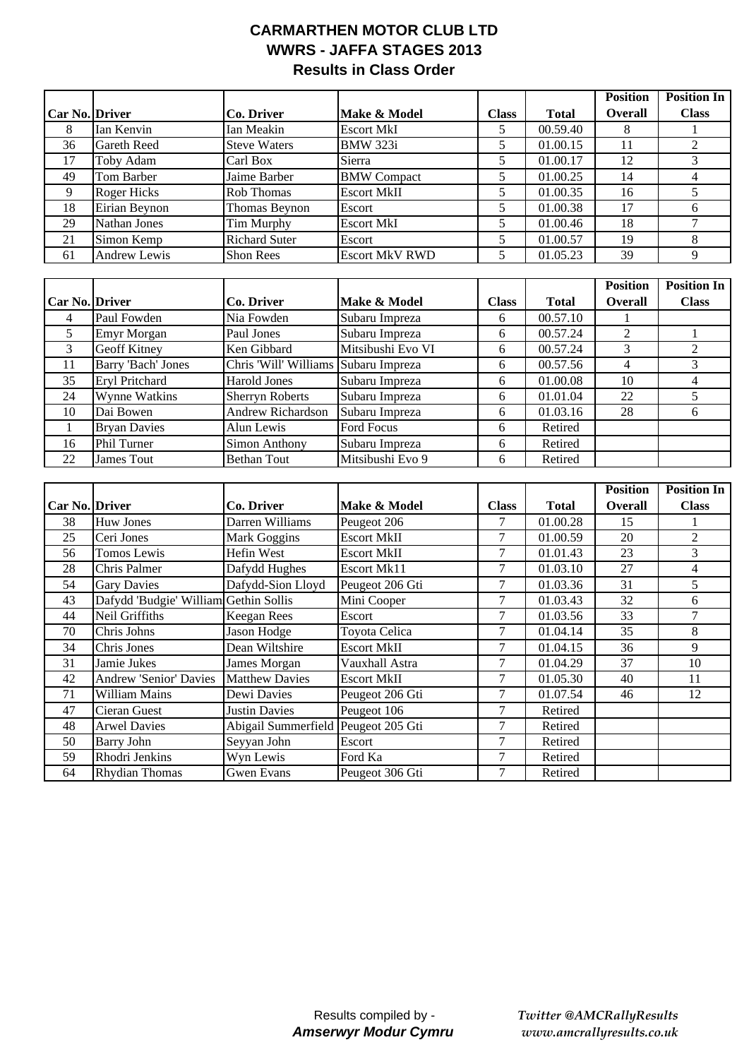# CARMARTHEN MOTOR CLUB LTD
## WWRS - JAFFA STAGES 2013
### Results in Class Order

| Car No. | Driver | Co. Driver | Make & Model | Class | Total | Position Overall | Position In Class |
|---|---|---|---|---|---|---|---|
| 8 | Ian Kenvin | Ian Meakin | Escort MkI | 5 | 00.59.40 | 8 | 1 |
| 36 | Gareth Reed | Steve Waters | BMW 323i | 5 | 01.00.15 | 11 | 2 |
| 17 | Toby Adam | Carl Box | Sierra | 5 | 01.00.17 | 12 | 3 |
| 49 | Tom Barber | Jaime Barber | BMW Compact | 5 | 01.00.25 | 14 | 4 |
| 9 | Roger Hicks | Rob Thomas | Escort MkII | 5 | 01.00.35 | 16 | 5 |
| 18 | Eirian Beynon | Thomas Beynon | Escort | 5 | 01.00.38 | 17 | 6 |
| 29 | Nathan Jones | Tim Murphy | Escort MkI | 5 | 01.00.46 | 18 | 7 |
| 21 | Simon Kemp | Richard Suter | Escort | 5 | 01.00.57 | 19 | 8 |
| 61 | Andrew Lewis | Shon Rees | Escort MkV RWD | 5 | 01.05.23 | 39 | 9 |

| Car No. | Driver | Co. Driver | Make & Model | Class | Total | Position Overall | Position In Class |
|---|---|---|---|---|---|---|---|
| 4 | Paul Fowden | Nia Fowden | Subaru Impreza | 6 | 00.57.10 | 1 | |
| 5 | Emyr Morgan | Paul Jones | Subaru Impreza | 6 | 00.57.24 | 2 | 1 |
| 3 | Geoff Kitney | Ken Gibbard | Mitsibushi Evo VI | 6 | 00.57.24 | 3 | 2 |
| 11 | Barry 'Bach' Jones | Chris 'Will' Williams | Subaru Impreza | 6 | 00.57.56 | 4 | 3 |
| 35 | Eryl Pritchard | Harold Jones | Subaru Impreza | 6 | 01.00.08 | 10 | 4 |
| 24 | Wynne Watkins | Sherryn Roberts | Subaru Impreza | 6 | 01.01.04 | 22 | 5 |
| 10 | Dai Bowen | Andrew Richardson | Subaru Impreza | 6 | 01.03.16 | 28 | 6 |
| 1 | Bryan Davies | Alun Lewis | Ford Focus | 6 | Retired | | |
| 16 | Phil Turner | Simon Anthony | Subaru Impreza | 6 | Retired | | |
| 22 | James Tout | Bethan Tout | Mitsibushi Evo 9 | 6 | Retired | | |

| Car No. | Driver | Co. Driver | Make & Model | Class | Total | Position Overall | Position In Class |
|---|---|---|---|---|---|---|---|
| 38 | Huw Jones | Darren Williams | Peugeot 206 | 7 | 01.00.28 | 15 | 1 |
| 25 | Ceri Jones | Mark Goggins | Escort MkII | 7 | 01.00.59 | 20 | 2 |
| 56 | Tomos Lewis | Hefin West | Escort MkII | 7 | 01.01.43 | 23 | 3 |
| 28 | Chris Palmer | Dafydd Hughes | Escort Mk11 | 7 | 01.03.10 | 27 | 4 |
| 54 | Gary Davies | Dafydd-Sion Lloyd | Peugeot 206 Gti | 7 | 01.03.36 | 31 | 5 |
| 43 | Dafydd 'Budgie' William | Gethin Sollis | Mini Cooper | 7 | 01.03.43 | 32 | 6 |
| 44 | Neil Griffiths | Keegan Rees | Escort | 7 | 01.03.56 | 33 | 7 |
| 70 | Chris Johns | Jason Hodge | Toyota Celica | 7 | 01.04.14 | 35 | 8 |
| 34 | Chris Jones | Dean Wiltshire | Escort MkII | 7 | 01.04.15 | 36 | 9 |
| 31 | Jamie Jukes | James Morgan | Vauxhall Astra | 7 | 01.04.29 | 37 | 10 |
| 42 | Andrew 'Senior' Davies | Matthew Davies | Escort MkII | 7 | 01.05.30 | 40 | 11 |
| 71 | William Mains | Dewi Davies | Peugeot 206 Gti | 7 | 01.07.54 | 46 | 12 |
| 47 | Cieran Guest | Justin Davies | Peugeot 106 | 7 | Retired | | |
| 48 | Arwel Davies | Abigail Summerfield | Peugeot 205 Gti | 7 | Retired | | |
| 50 | Barry John | Seyyan John | Escort | 7 | Retired | | |
| 59 | Rhodri Jenkins | Wyn Lewis | Ford Ka | 7 | Retired | | |
| 64 | Rhydian Thomas | Gwen Evans | Peugeot 306 Gti | 7 | Retired | | |

Results compiled by -
***Amserwyr Modur Cymru***

*Twitter @AMCRallyResults*
*www.amcrallyresults.co.uk*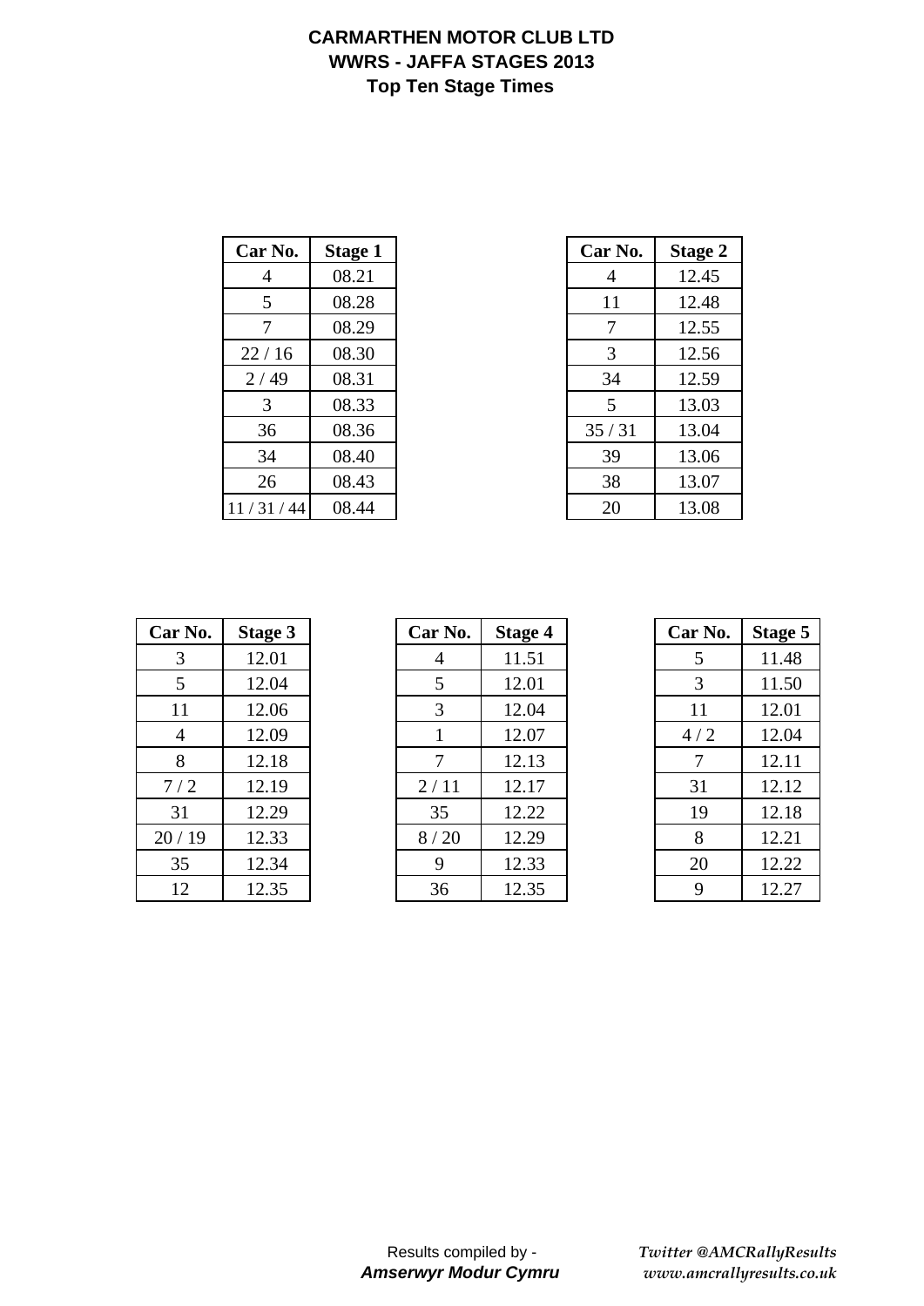# CARMARTHEN MOTOR CLUB LTD
## WWRS - JAFFA STAGES 2013
### Top Ten Stage Times

| Car No. | Stage 1 |
|---|---|
| 4 | 08.21 |
| 5 | 08.28 |
| 7 | 08.29 |
| 22 / 16 | 08.30 |
| 2 / 49 | 08.31 |
| 3 | 08.33 |
| 36 | 08.36 |
| 34 | 08.40 |
| 26 | 08.43 |
| 11 / 31 / 44 | 08.44 |

| Car No. | Stage 2 |
|---|---|
| 4 | 12.45 |
| 11 | 12.48 |
| 7 | 12.55 |
| 3 | 12.56 |
| 34 | 12.59 |
| 5 | 13.03 |
| 35 / 31 | 13.04 |
| 39 | 13.06 |
| 38 | 13.07 |
| 20 | 13.08 |

| Car No. | Stage 3 |
|---|---|
| 3 | 12.01 |
| 5 | 12.04 |
| 11 | 12.06 |
| 4 | 12.09 |
| 8 | 12.18 |
| 7 / 2 | 12.19 |
| 31 | 12.29 |
| 20 / 19 | 12.33 |
| 35 | 12.34 |
| 12 | 12.35 |

| Car No. | Stage 4 |
|---|---|
| 4 | 11.51 |
| 5 | 12.01 |
| 3 | 12.04 |
| 1 | 12.07 |
| 7 | 12.13 |
| 2 / 11 | 12.17 |
| 35 | 12.22 |
| 8 / 20 | 12.29 |
| 9 | 12.33 |
| 36 | 12.35 |

| Car No. | Stage 5 |
|---|---|
| 5 | 11.48 |
| 3 | 11.50 |
| 11 | 12.01 |
| 4 / 2 | 12.04 |
| 7 | 12.11 |
| 31 | 12.12 |
| 19 | 12.18 |
| 8 | 12.21 |
| 20 | 12.22 |
| 9 | 12.27 |

Results compiled by -
***Amserwyr Modur Cymru***

*Twitter @AMCRallyResults*
*www.amcrallyresults.co.uk*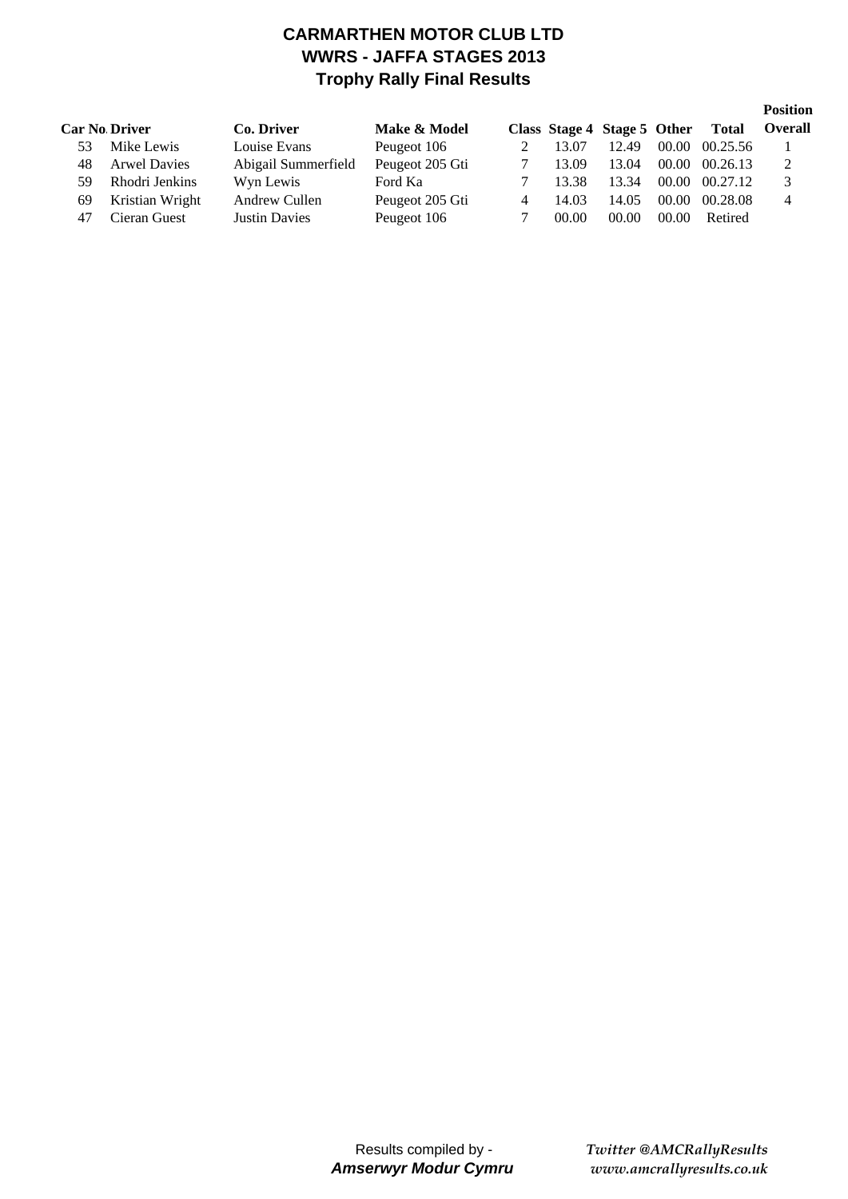# CARMARTHEN MOTOR CLUB LTD

## WWRS - JAFFA STAGES 2013

### Trophy Rally Final Results

| Car No. | Driver | Co. Driver | Make & Model | Class | Stage 4 | Stage 5 | Other | Total | Position Overall |
|---|---|---|---|---|---|---|---|---|---|
| 53 | Mike Lewis | Louise Evans | Peugeot 106 | 2 | 13.07 | 12.49 | 00.00 | 00.25.56 | 1 |
| 48 | Arwel Davies | Abigail Summerfield | Peugeot 205 Gti | 7 | 13.09 | 13.04 | 00.00 | 00.26.13 | 2 |
| 59 | Rhodri Jenkins | Wyn Lewis | Ford Ka | 7 | 13.38 | 13.34 | 00.00 | 00.27.12 | 3 |
| 69 | Kristian Wright | Andrew Cullen | Peugeot 205 Gti | 4 | 14.03 | 14.05 | 00.00 | 00.28.08 | 4 |
| 47 | Cieran Guest | Justin Davies | Peugeot 106 | 7 | 00.00 | 00.00 | 00.00 | Retired | |

Results compiled by -
***Amserwyr Modur Cymru***

*Twitter @AMCRallyResults*
*www.amcrallyresults.co.uk*